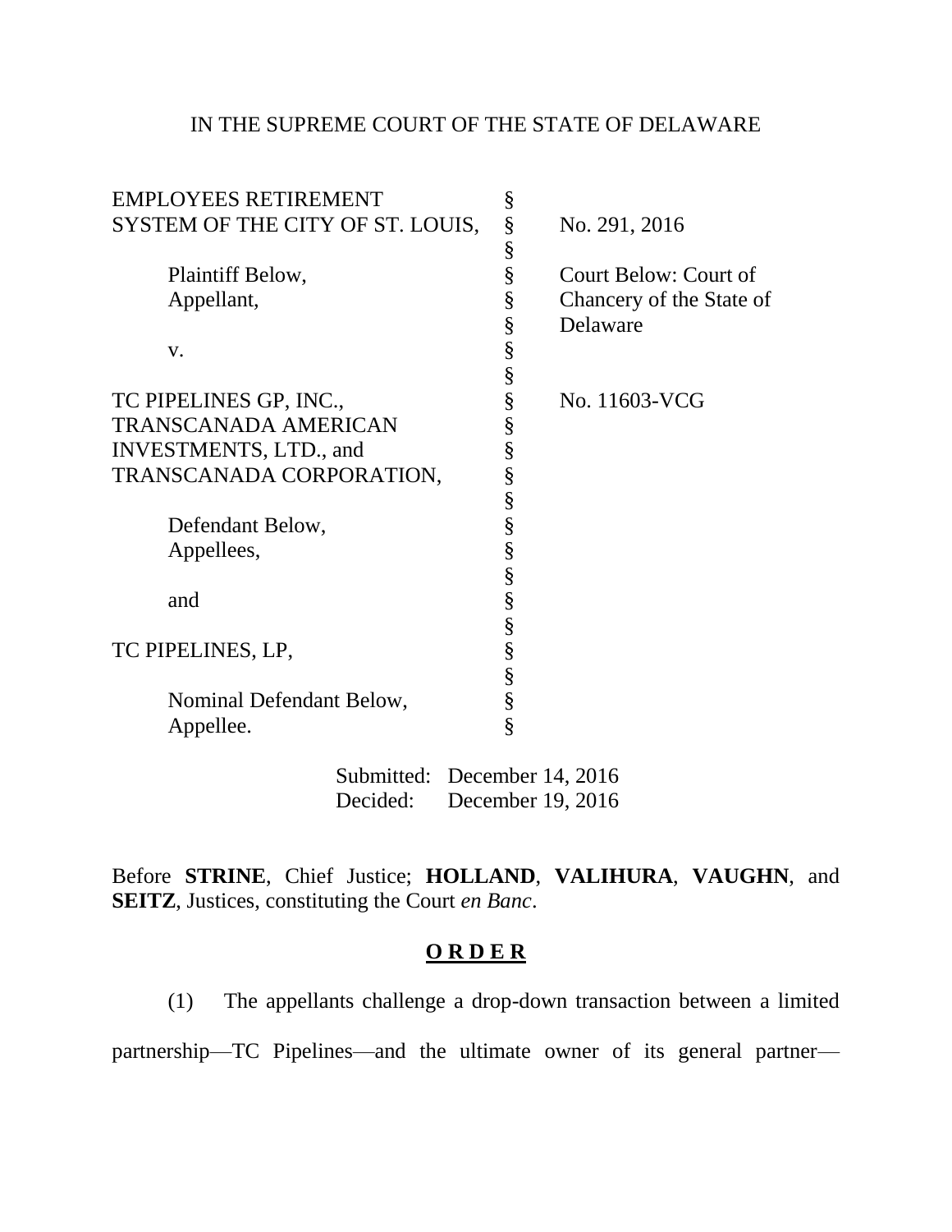IN THE SUPREME COURT OF THE STATE OF DELAWARE

| | | |
|---|---|---|
| EMPLOYEES RETIREMENT SYSTEM OF THE CITY OF ST. LOUIS, | § | No. 291, 2016 |
| | § | |
| Plaintiff Below, Appellant, | § | Court Below: Court of Chancery of the State of Delaware |
| | § | |
| v. | § | |
| | § | |
| TC PIPELINES GP, INC., TRANSCANADA AMERICAN INVESTMENTS, LTD., and TRANSCANADA CORPORATION, | § | No. 11603-VCG |
| | § | |
| Defendant Below, Appellees, | § | |
| | § | |
| and | § | |
| | § | |
| TC PIPELINES, LP, | § | |
| | § | |
| Nominal Defendant Below, Appellee. | § | |

Submitted: December 14, 2016
Decided: December 19, 2016

Before **STRINE**, Chief Justice; **HOLLAND**, **VALIHURA**, **VAUGHN**, and **SEITZ**, Justices, constituting the Court *en Banc*.

## O R D E R

(1) The appellants challenge a drop-down transaction between a limited partnership—TC Pipelines—and the ultimate owner of its general partner—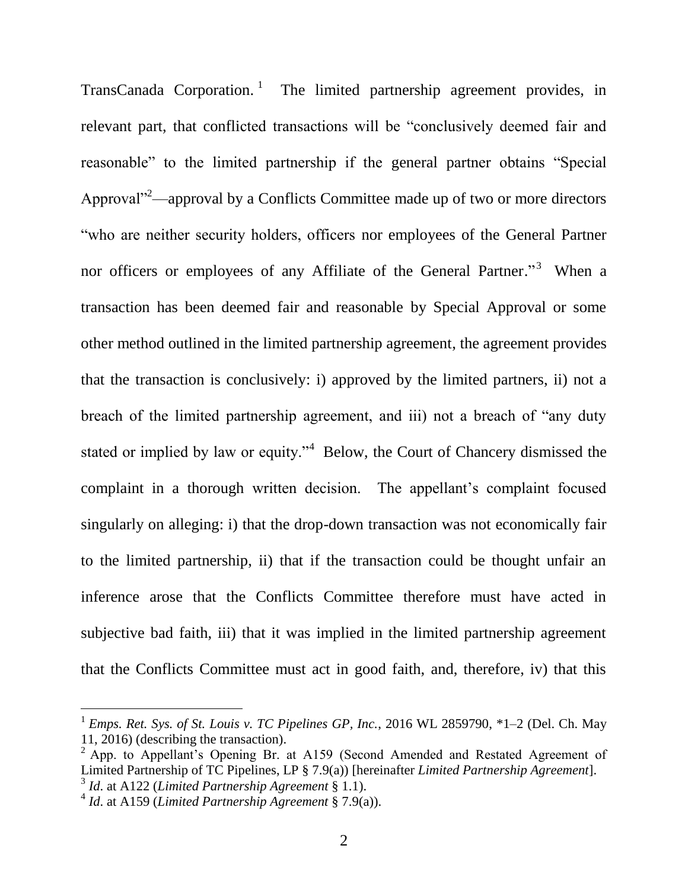TransCanada Corporation.[1] The limited partnership agreement provides, in relevant part, that conflicted transactions will be "conclusively deemed fair and reasonable" to the limited partnership if the general partner obtains "Special Approval"[2]—approval by a Conflicts Committee made up of two or more directors "who are neither security holders, officers nor employees of the General Partner nor officers or employees of any Affiliate of the General Partner."[3] When a transaction has been deemed fair and reasonable by Special Approval or some other method outlined in the limited partnership agreement, the agreement provides that the transaction is conclusively: i) approved by the limited partners, ii) not a breach of the limited partnership agreement, and iii) not a breach of "any duty stated or implied by law or equity."[4] Below, the Court of Chancery dismissed the complaint in a thorough written decision. The appellant's complaint focused singularly on alleging: i) that the drop-down transaction was not economically fair to the limited partnership, ii) that if the transaction could be thought unfair an inference arose that the Conflicts Committee therefore must have acted in subjective bad faith, iii) that it was implied in the limited partnership agreement that the Conflicts Committee must act in good faith, and, therefore, iv) that this

---

[1] *Emps. Ret. Sys. of St. Louis v. TC Pipelines GP, Inc.*, 2016 WL 2859790, *1–2 (Del. Ch. May 11, 2016) (describing the transaction).

[2] App. to Appellant's Opening Br. at A159 (Second Amended and Restated Agreement of Limited Partnership of TC Pipelines, LP § 7.9(a)) [hereinafter *Limited Partnership Agreement*].

[3] *Id.* at A122 (*Limited Partnership Agreement* § 1.1).

[4] *Id.* at A159 (*Limited Partnership Agreement* § 7.9(a)).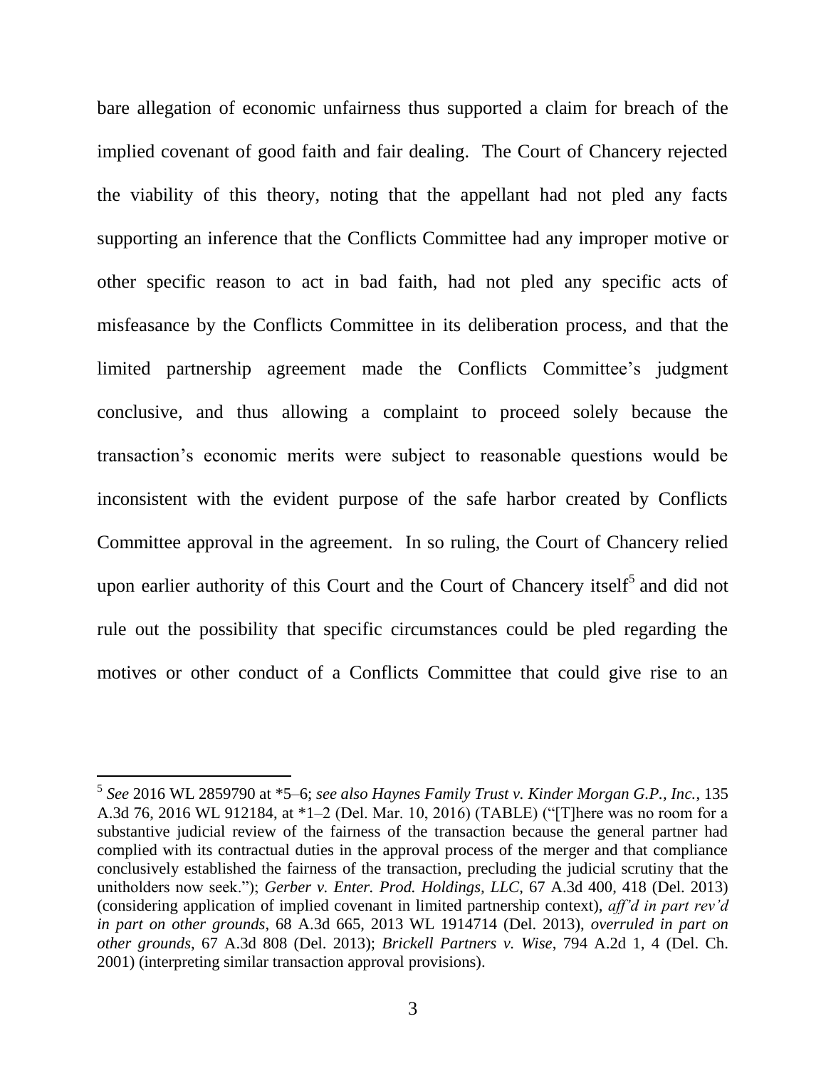bare allegation of economic unfairness thus supported a claim for breach of the implied covenant of good faith and fair dealing. The Court of Chancery rejected the viability of this theory, noting that the appellant had not pled any facts supporting an inference that the Conflicts Committee had any improper motive or other specific reason to act in bad faith, had not pled any specific acts of misfeasance by the Conflicts Committee in its deliberation process, and that the limited partnership agreement made the Conflicts Committee's judgment conclusive, and thus allowing a complaint to proceed solely because the transaction's economic merits were subject to reasonable questions would be inconsistent with the evident purpose of the safe harbor created by Conflicts Committee approval in the agreement. In so ruling, the Court of Chancery relied upon earlier authority of this Court and the Court of Chancery itself[5] and did not rule out the possibility that specific circumstances could be pled regarding the motives or other conduct of a Conflicts Committee that could give rise to an

---

[5] *See* 2016 WL 2859790 at *5–6; *see also Haynes Family Trust v. Kinder Morgan G.P., Inc.*, 135 A.3d 76, 2016 WL 912184, at *1–2 (Del. Mar. 10, 2016) (TABLE) ("[T]here was no room for a substantive judicial review of the fairness of the transaction because the general partner had complied with its contractual duties in the approval process of the merger and that compliance conclusively established the fairness of the transaction, precluding the judicial scrutiny that the unitholders now seek."); *Gerber v. Enter. Prod. Holdings, LLC*, 67 A.3d 400, 418 (Del. 2013) (considering application of implied covenant in limited partnership context), *aff'd in part rev'd in part on other grounds*, 68 A.3d 665, 2013 WL 1914714 (Del. 2013), *overruled in part on other grounds*, 67 A.3d 808 (Del. 2013); *Brickell Partners v. Wise*, 794 A.2d 1, 4 (Del. Ch. 2001) (interpreting similar transaction approval provisions).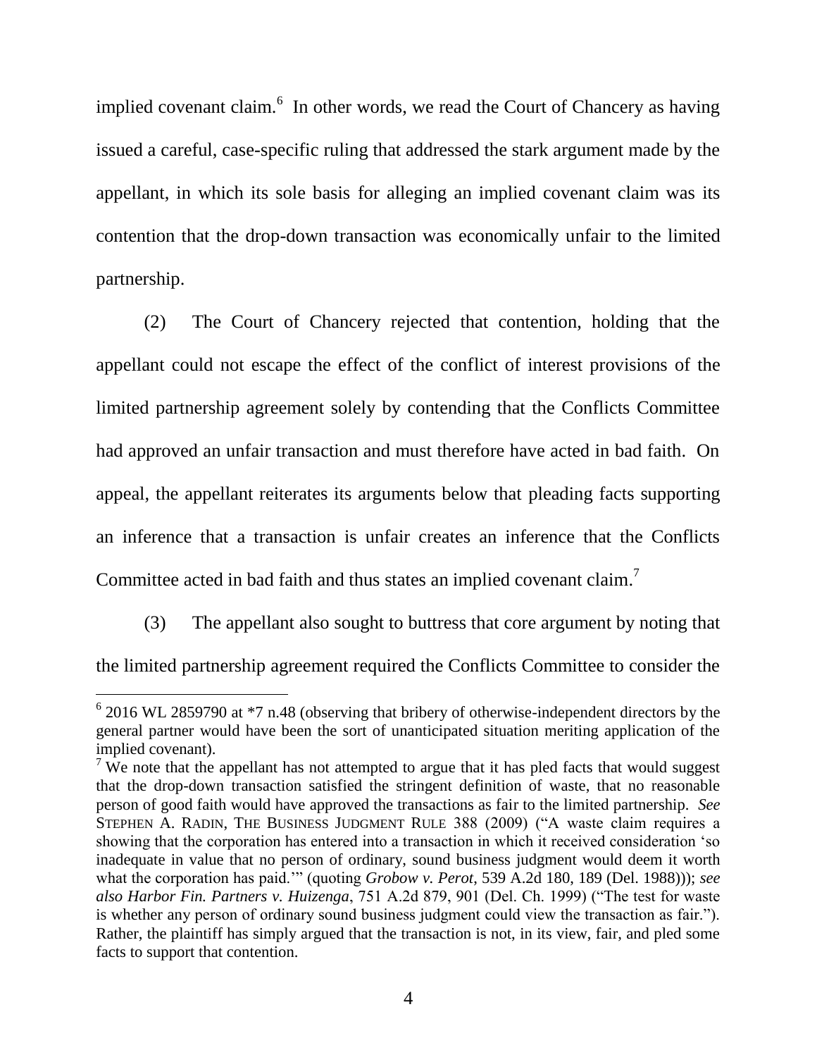implied covenant claim.[6] In other words, we read the Court of Chancery as having issued a careful, case-specific ruling that addressed the stark argument made by the appellant, in which its sole basis for alleging an implied covenant claim was its contention that the drop-down transaction was economically unfair to the limited partnership.

(2) The Court of Chancery rejected that contention, holding that the appellant could not escape the effect of the conflict of interest provisions of the limited partnership agreement solely by contending that the Conflicts Committee had approved an unfair transaction and must therefore have acted in bad faith. On appeal, the appellant reiterates its arguments below that pleading facts supporting an inference that a transaction is unfair creates an inference that the Conflicts Committee acted in bad faith and thus states an implied covenant claim.[7]

(3) The appellant also sought to buttress that core argument by noting that the limited partnership agreement required the Conflicts Committee to consider the

---

[6] 2016 WL 2859790 at *7 n.48 (observing that bribery of otherwise-independent directors by the general partner would have been the sort of unanticipated situation meriting application of the implied covenant).

[7] We note that the appellant has not attempted to argue that it has pled facts that would suggest that the drop-down transaction satisfied the stringent definition of waste, that no reasonable person of good faith would have approved the transactions as fair to the limited partnership. *See* STEPHEN A. RADIN, THE BUSINESS JUDGMENT RULE 388 (2009) ("A waste claim requires a showing that the corporation has entered into a transaction in which it received consideration 'so inadequate in value that no person of ordinary, sound business judgment would deem it worth what the corporation has paid.'" (quoting *Grobow v. Perot*, 539 A.2d 180, 189 (Del. 1988))); *see also Harbor Fin. Partners v. Huizenga*, 751 A.2d 879, 901 (Del. Ch. 1999) ("The test for waste is whether any person of ordinary sound business judgment could view the transaction as fair."). Rather, the plaintiff has simply argued that the transaction is not, in its view, fair, and pled some facts to support that contention.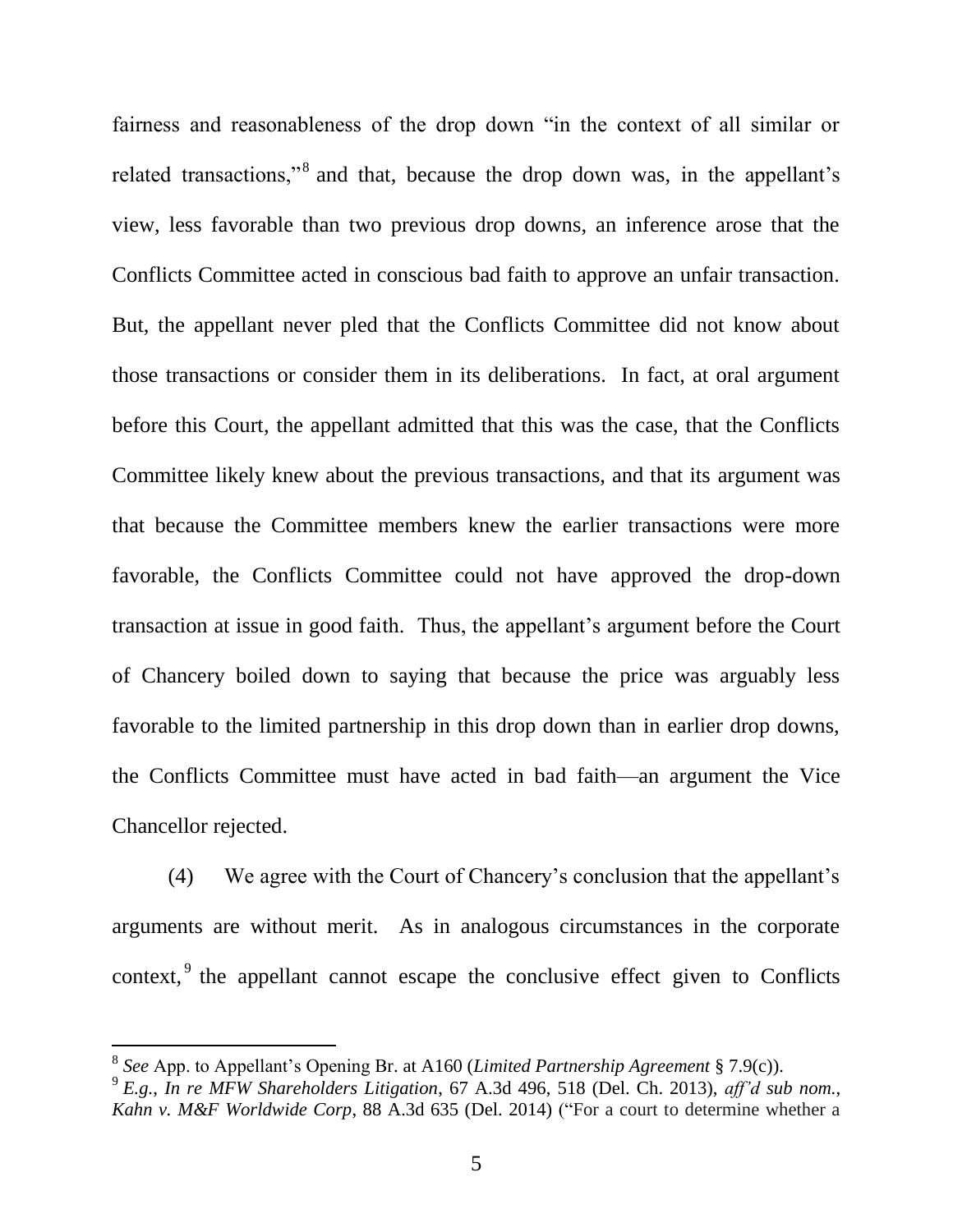fairness and reasonableness of the drop down "in the context of all similar or related transactions,"[8] and that, because the drop down was, in the appellant's view, less favorable than two previous drop downs, an inference arose that the Conflicts Committee acted in conscious bad faith to approve an unfair transaction. But, the appellant never pled that the Conflicts Committee did not know about those transactions or consider them in its deliberations. In fact, at oral argument before this Court, the appellant admitted that this was the case, that the Conflicts Committee likely knew about the previous transactions, and that its argument was that because the Committee members knew the earlier transactions were more favorable, the Conflicts Committee could not have approved the drop-down transaction at issue in good faith. Thus, the appellant's argument before the Court of Chancery boiled down to saying that because the price was arguably less favorable to the limited partnership in this drop down than in earlier drop downs, the Conflicts Committee must have acted in bad faith—an argument the Vice Chancellor rejected.

(4) We agree with the Court of Chancery's conclusion that the appellant's arguments are without merit. As in analogous circumstances in the corporate context,[9] the appellant cannot escape the conclusive effect given to Conflicts

---

[8] *See* App. to Appellant's Opening Br. at A160 (*Limited Partnership Agreement* § 7.9(c)).

[9] *E.g.*, *In re MFW Shareholders Litigation*, 67 A.3d 496, 518 (Del. Ch. 2013), *aff'd sub nom.*, *Kahn v. M&F Worldwide Corp*, 88 A.3d 635 (Del. 2014) ("For a court to determine whether a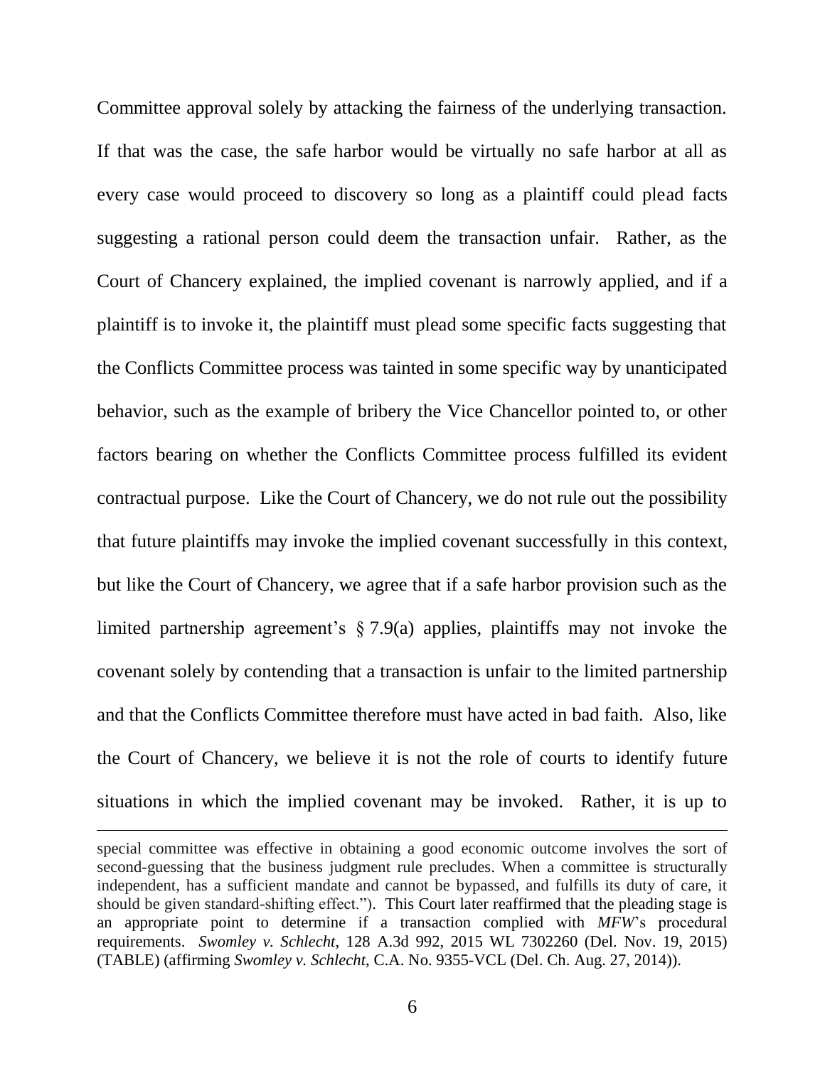Committee approval solely by attacking the fairness of the underlying transaction. If that was the case, the safe harbor would be virtually no safe harbor at all as every case would proceed to discovery so long as a plaintiff could plead facts suggesting a rational person could deem the transaction unfair. Rather, as the Court of Chancery explained, the implied covenant is narrowly applied, and if a plaintiff is to invoke it, the plaintiff must plead some specific facts suggesting that the Conflicts Committee process was tainted in some specific way by unanticipated behavior, such as the example of bribery the Vice Chancellor pointed to, or other factors bearing on whether the Conflicts Committee process fulfilled its evident contractual purpose. Like the Court of Chancery, we do not rule out the possibility that future plaintiffs may invoke the implied covenant successfully in this context, but like the Court of Chancery, we agree that if a safe harbor provision such as the limited partnership agreement's § 7.9(a) applies, plaintiffs may not invoke the covenant solely by contending that a transaction is unfair to the limited partnership and that the Conflicts Committee therefore must have acted in bad faith. Also, like the Court of Chancery, we believe it is not the role of courts to identify future situations in which the implied covenant may be invoked. Rather, it is up to

special committee was effective in obtaining a good economic outcome involves the sort of second-guessing that the business judgment rule precludes. When a committee is structurally independent, has a sufficient mandate and cannot be bypassed, and fulfills its duty of care, it should be given standard-shifting effect."). This Court later reaffirmed that the pleading stage is an appropriate point to determine if a transaction complied with *MFW*'s procedural requirements. *Swomley v. Schlecht*, 128 A.3d 992, 2015 WL 7302260 (Del. Nov. 19, 2015) (TABLE) (affirming *Swomley v. Schlecht*, C.A. No. 9355-VCL (Del. Ch. Aug. 27, 2014)).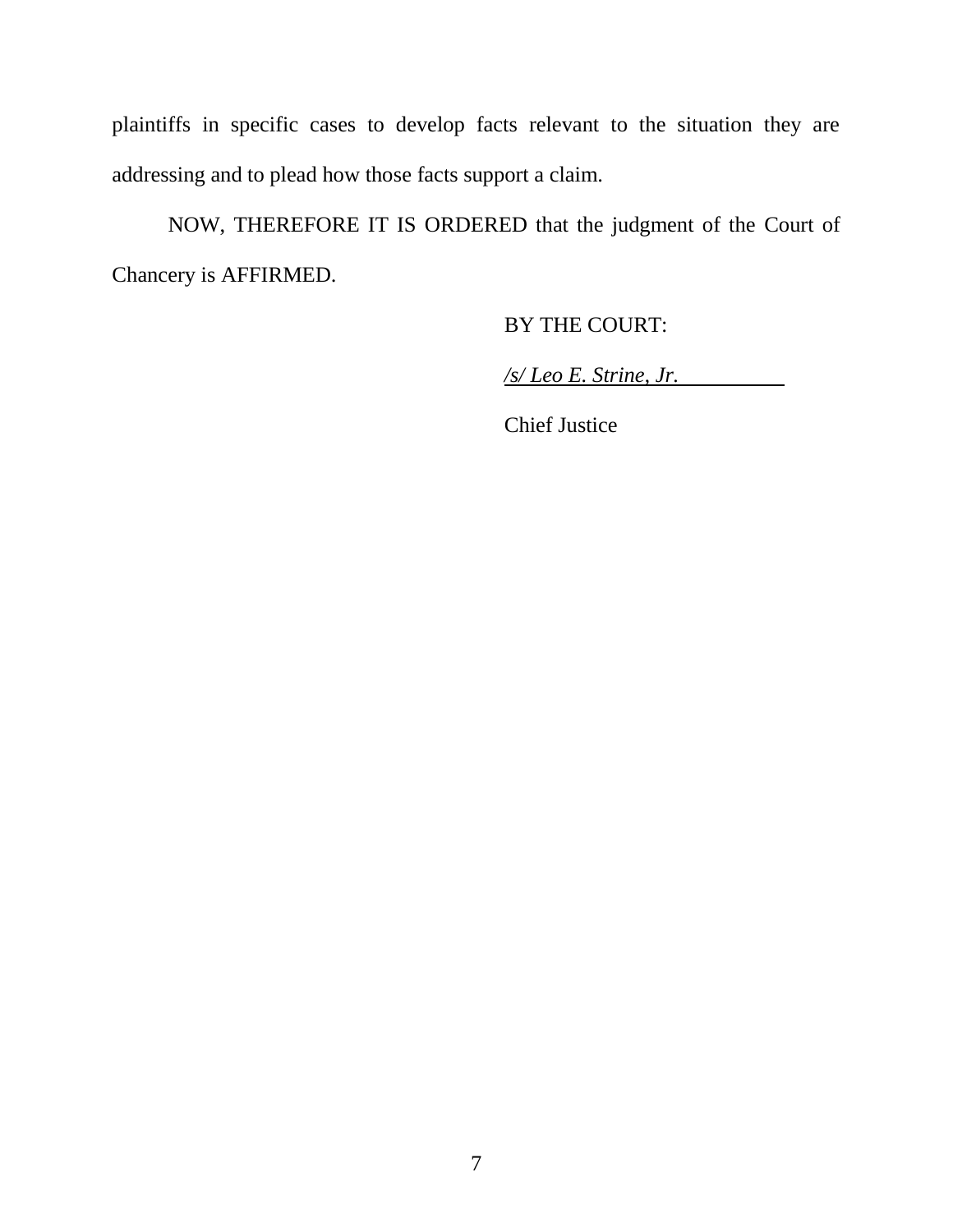plaintiffs in specific cases to develop facts relevant to the situation they are addressing and to plead how those facts support a claim.

NOW, THEREFORE IT IS ORDERED that the judgment of the Court of Chancery is AFFIRMED.

BY THE COURT:

*/s/ Leo E. Strine, Jr.*

Chief Justice